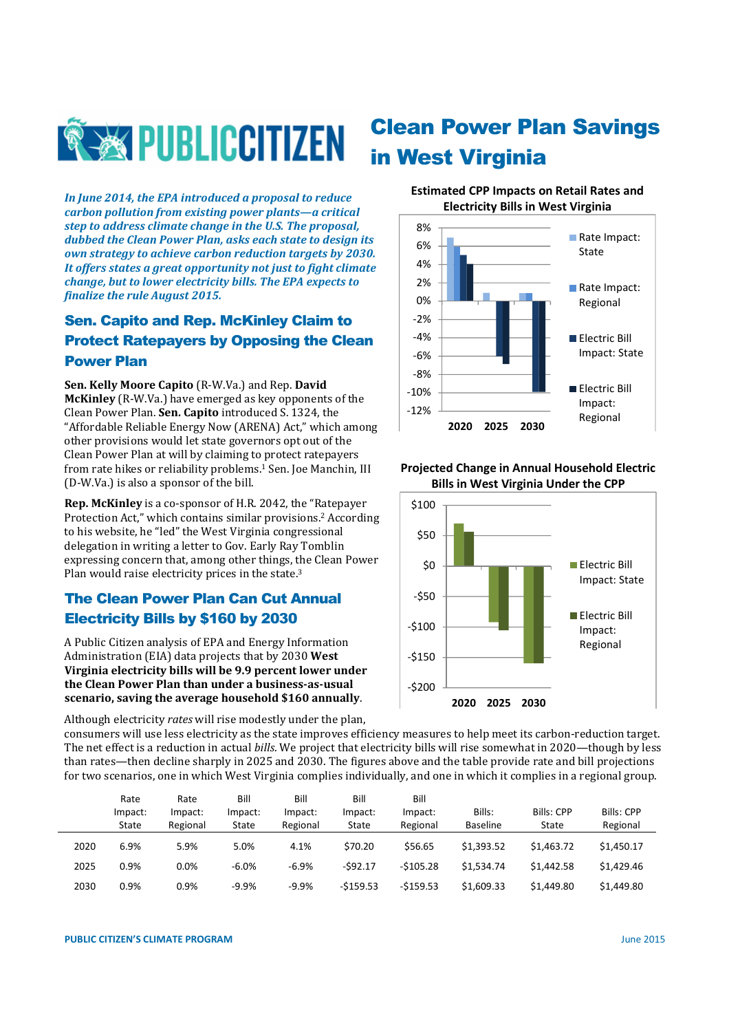# Clean Power Plan Savings in West Virginia

*In June 2014, the EPA introduced a proposal to reduce carbon pollution from existing power plants—a critical step to address climate change in the U.S. The proposal, dubbed the Clean Power Plan, asks each state to design its own strategy to achieve carbon reduction targets by 2030. It offers states a great opportunity not just to fight climate change, but to lower electricity bills. The EPA expects to finalize the rule August 2015.*

## Sen. Capito and Rep. McKinley Claim to Protect Ratepayers by Opposing the Clean Power Plan

**Sen. Kelly Moore Capito** (R-W.Va.) and Rep. **David McKinley** (R-W.Va.) have emerged as key opponents of the Clean Power Plan. **Sen. Capito** introduced S. 1324, the "Affordable Reliable Energy Now (ARENA) Act," which among other provisions would let state governors opt out of the Clean Power Plan at will by claiming to protect ratepayers from rate hikes or reliability problems.[1] Sen. Joe Manchin, III (D-W.Va.) is also a sponsor of the bill.

**Rep. McKinley** is a co-sponsor of H.R. 2042, the "Ratepayer Protection Act," which contains similar provisions.[2] According to his website, he "led" the West Virginia congressional delegation in writing a letter to Gov. Early Ray Tomblin expressing concern that, among other things, the Clean Power Plan would raise electricity prices in the state.[3]

## The Clean Power Plan Can Cut Annual Electricity Bills by $160 by 2030

A Public Citizen analysis of EPA and Energy Information Administration (EIA) data projects that by 2030 **West Virginia electricity bills will be 9.9 percent lower under the Clean Power Plan than under a business-as-usual scenario, saving the average household $160 annually**.

Although electricity *rates* will rise modestly under the plan, consumers will use less electricity as the state improves efficiency measures to help meet its carbon-reduction target. The net effect is a reduction in actual *bills*. We project that electricity bills will rise somewhat in 2020—though by less than rates—then decline sharply in 2025 and 2030. The figures above and the table provide rate and bill projections for two scenarios, one in which West Virginia complies individually, and one in which it complies in a regional group.

**Estimated CPP Impacts on Retail Rates and Electricity Bills in West Virginia**

**Projected Change in Annual Household Electric Bills in West Virginia Under the CPP**

| | Rate Impact: State | Rate Impact: Regional | Bill Impact: State | Bill Impact: Regional | Bill Impact: State | Bill Impact: Regional | Bills: Baseline | Bills: CPP State | Bills: CPP Regional |
|---|---|---|---|---|---|---|---|---|---|
| 2020 | 6.9% | 5.9% | 5.0% | 4.1% | $70.20 | $56.65 | $1,393.52 | $1,463.72 | $1,450.17 |
| 2025 | 0.9% | 0.0% | -6.0% | -6.9% | -$92.17 | -$105.28 | $1,534.74 | $1,442.58 | $1,429.46 |
| 2030 | 0.9% | 0.9% | -9.9% | -9.9% | -$159.53 | -$159.53 | $1,609.33 | $1,449.80 | $1,449.80 |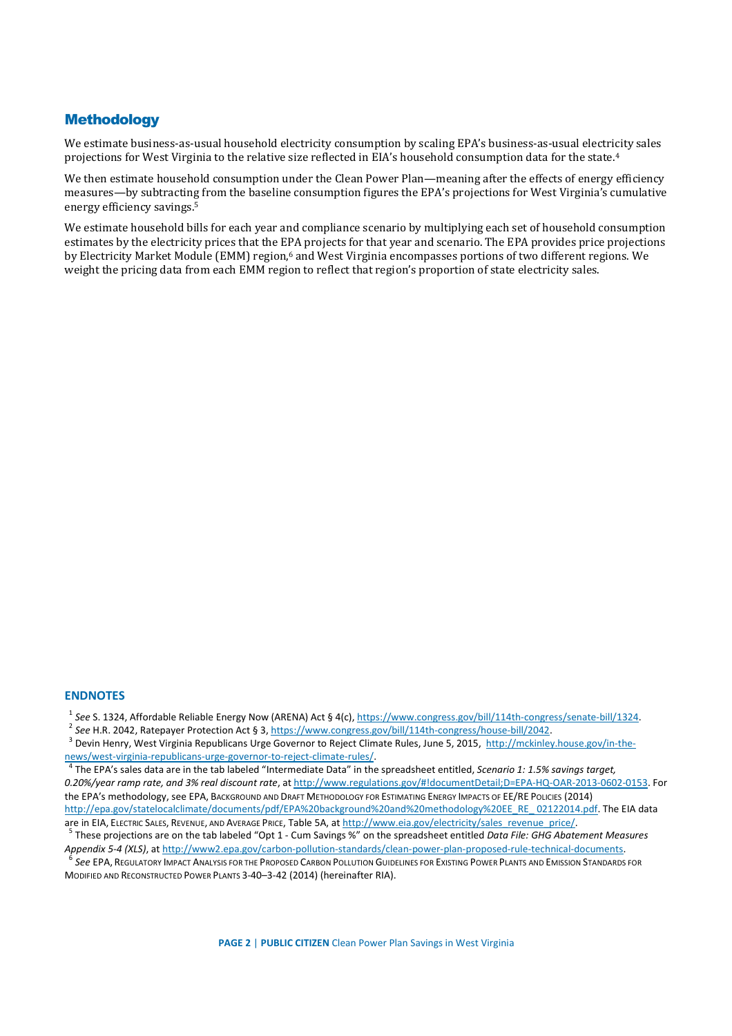## Methodology

We estimate business-as-usual household electricity consumption by scaling EPA's business-as-usual electricity sales projections for West Virginia to the relative size reflected in EIA's household consumption data for the state.[4]

We then estimate household consumption under the Clean Power Plan—meaning after the effects of energy efficiency measures—by subtracting from the baseline consumption figures the EPA's projections for West Virginia's cumulative energy efficiency savings.[5]

We estimate household bills for each year and compliance scenario by multiplying each set of household consumption estimates by the electricity prices that the EPA projects for that year and scenario. The EPA provides price projections by Electricity Market Module (EMM) region,[6] and West Virginia encompasses portions of two different regions. We weight the pricing data from each EMM region to reflect that region's proportion of state electricity sales.

### ENDNOTES

[1] *See* S. 1324, Affordable Reliable Energy Now (ARENA) Act § 4(c), https://www.congress.gov/bill/114th-congress/senate-bill/1324.

[2] *See* H.R. 2042, Ratepayer Protection Act § 3, https://www.congress.gov/bill/114th-congress/house-bill/2042.

[3] Devin Henry, West Virginia Republicans Urge Governor to Reject Climate Rules, June 5, 2015, http://mckinley.house.gov/in-the-news/west-virginia-republicans-urge-governor-to-reject-climate-rules/.

[4] The EPA's sales data are in the tab labeled "Intermediate Data" in the spreadsheet entitled, *Scenario 1: 1.5% savings target, 0.20%/year ramp rate, and 3% real discount rate*, at http://www.regulations.gov/#!documentDetail;D=EPA-HQ-OAR-2013-0602-0153. For the EPA's methodology, see EPA, Background and Draft Methodology for Estimating Energy Impacts of EE/RE Policies (2014) http://epa.gov/statelocalclimate/documents/pdf/EPA%20background%20and%20methodology%20EE_RE_ 02122014.pdf. The EIA data are in EIA, Electric Sales, Revenue, and Average Price, Table 5A, at http://www.eia.gov/electricity/sales_revenue_price/.

[5] These projections are on the tab labeled "Opt 1 - Cum Savings %" on the spreadsheet entitled *Data File: GHG Abatement Measures Appendix 5-4 (XLS)*, at http://www2.epa.gov/carbon-pollution-standards/clean-power-plan-proposed-rule-technical-documents.

[6] *See* EPA, Regulatory Impact Analysis for the Proposed Carbon Pollution Guidelines for Existing Power Plants and Emission Standards for Modified and Reconstructed Power Plants 3-40–3-42 (2014) (hereinafter RIA).